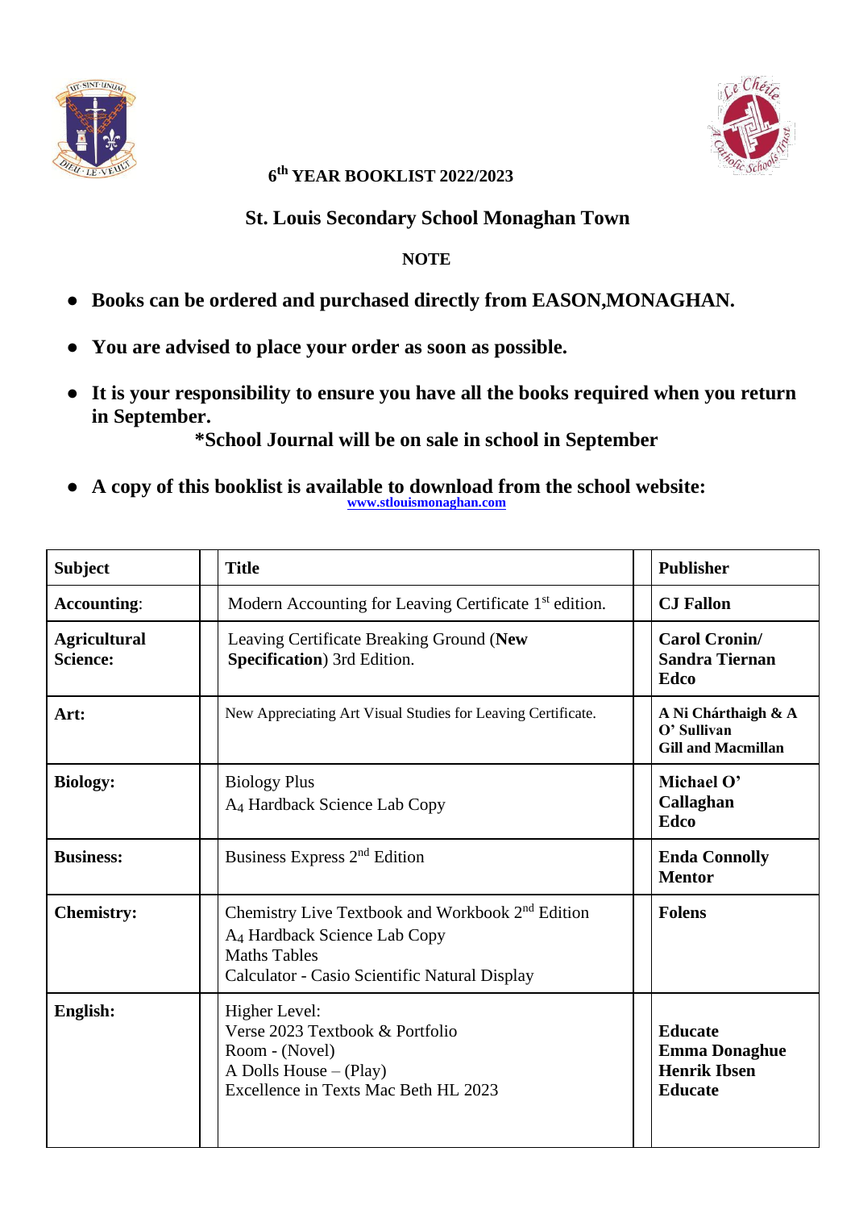# 6th YEAR BOOKLIST 2022/2023

## St. Louis Secondary School Monaghan Town

**NOTE**

- **Books can be ordered and purchased directly from EASON,MONAGHAN.**
- **You are advised to place your order as soon as possible.**
- **It is your responsibility to ensure you have all the books required when you return in September.**

  **\*School Journal will be on sale in school in September**

- **A copy of this booklist is available to download from the school website:** **www.stlouismonaghan.com**

| Subject | Title | Publisher |
|---|---|---|
| **Accounting**: | Modern Accounting for Leaving Certificate 1st edition. | **CJ Fallon** |
| **Agricultural Science:** | Leaving Certificate Breaking Ground (**New Specification**) 3rd Edition. | **Carol Cronin/ Sandra Tiernan Edco** |
| **Art:** | New Appreciating Art Visual Studies for Leaving Certificate. | **A Ni Chárthaigh & A O' Sullivan Gill and Macmillan** |
| **Biology:** | Biology Plus<br>A4 Hardback Science Lab Copy | **Michael O' Callaghan Edco** |
| **Business:** | Business Express 2nd Edition | **Enda Connolly Mentor** |
| **Chemistry:** | Chemistry Live Textbook and Workbook 2nd Edition<br>A4 Hardback Science Lab Copy<br>Maths Tables<br>Calculator - Casio Scientific Natural Display | **Folens** |
| **English:** | Higher Level:<br>Verse 2023 Textbook & Portfolio<br>Room - (Novel)<br>A Dolls House – (Play)<br>Excellence in Texts Mac Beth HL 2023 | <br>**Educate**<br>**Emma Donaghue**<br>**Henrik Ibsen**<br>**Educate** |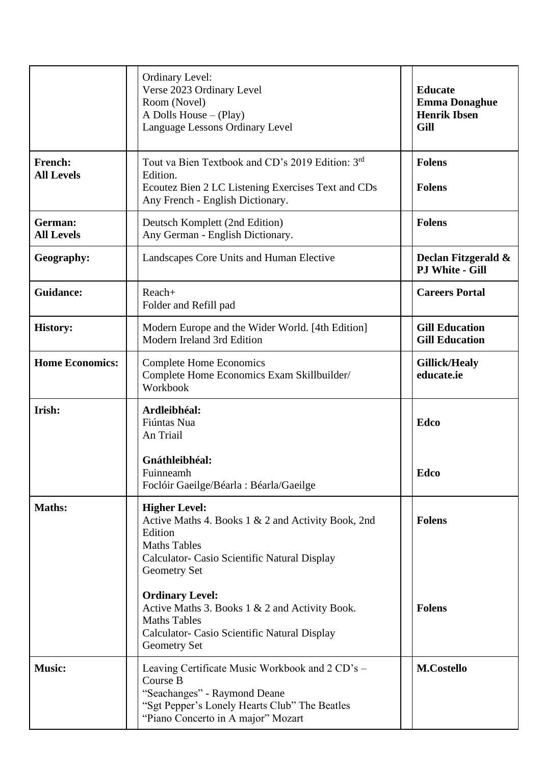| | Books | Publisher |
|---|---|---|
| | Ordinary Level:<br>Verse 2023 Ordinary Level<br>Room (Novel)<br>A Dolls House – (Play)<br>Language Lessons Ordinary Level | **Educate**<br>**Emma Donaghue**<br>**Henrik Ibsen**<br>**Gill** |
| **French:**<br>**All Levels** | Tout va Bien Textbook and CD's 2019 Edition: 3rd Edition.<br>Ecoutez Bien 2 LC Listening Exercises Text and CDs<br>Any French - English Dictionary. | **Folens**<br><br>**Folens** |
| **German:**<br>**All Levels** | Deutsch Komplett (2nd Edition)<br>Any German - English Dictionary. | **Folens** |
| **Geography:** | Landscapes Core Units and Human Elective | **Declan Fitzgerald & PJ White - Gill** |
| **Guidance:** | Reach+<br>Folder and Refill pad | **Careers Portal** |
| **History:** | Modern Europe and the Wider World. [4th Edition]<br>Modern Ireland 3rd Edition | **Gill Education**<br>**Gill Education** |
| **Home Economics:** | Complete Home Economics<br>Complete Home Economics Exam Skillbuilder/ Workbook | **Gillick/Healy**<br>**educate.ie** |
| **Irish:** | **Ardleibhéal:**<br>Fiúntas Nua<br>An Triail<br><br>**Gnáthleibhéal:**<br>Fuinneamh<br>Foclóir Gaeilge/Béarla : Béarla/Gaeilge | <br>**Edco**<br><br><br><br>**Edco** |
| **Maths:** | **Higher Level:**<br>Active Maths 4. Books 1 & 2 and Activity Book, 2nd Edition<br>Maths Tables<br>Calculator- Casio Scientific Natural Display<br>Geometry Set<br><br>**Ordinary Level:**<br>Active Maths 3. Books 1 & 2 and Activity Book.<br>Maths Tables<br>Calculator- Casio Scientific Natural Display<br>Geometry Set | <br>**Folens**<br><br><br><br><br><br><br>**Folens** |
| **Music:** | Leaving Certificate Music Workbook and 2 CD's – Course B<br>"Seachanges" - Raymond Deane<br>"Sgt Pepper's Lonely Hearts Club" The Beatles<br>"Piano Concerto in A major" Mozart | **M.Costello** |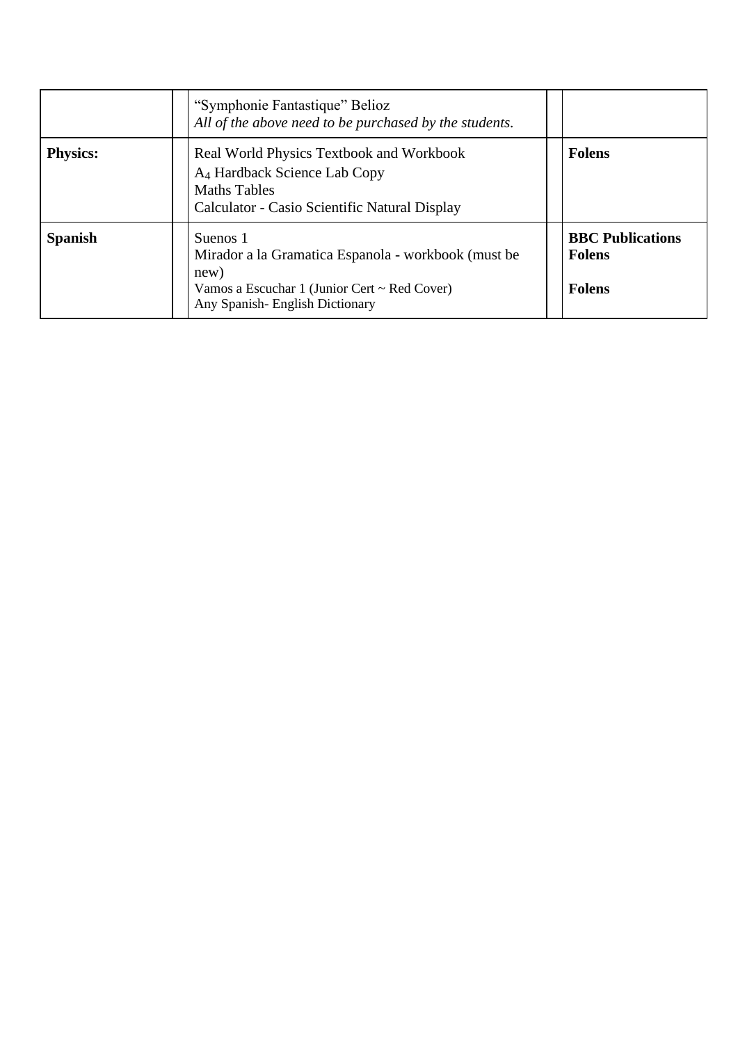| | | | | |
|---|---|---|---|---|
| | | "Symphonie Fantastique" Belioz<br>*All of the above need to be purchased by the students.* | | |
| **Physics:** | | Real World Physics Textbook and Workbook<br>$A_4$ Hardback Science Lab Copy<br>Maths Tables<br>Calculator - Casio Scientific Natural Display | | **Folens** |
| **Spanish** | | Suenos 1<br>Mirador a la Gramatica Espanola - workbook (must be new)<br>Vamos a Escuchar 1 (Junior Cert ~ Red Cover)<br>Any Spanish- English Dictionary | | **BBC Publications**<br>**Folens**<br><br>**Folens** |